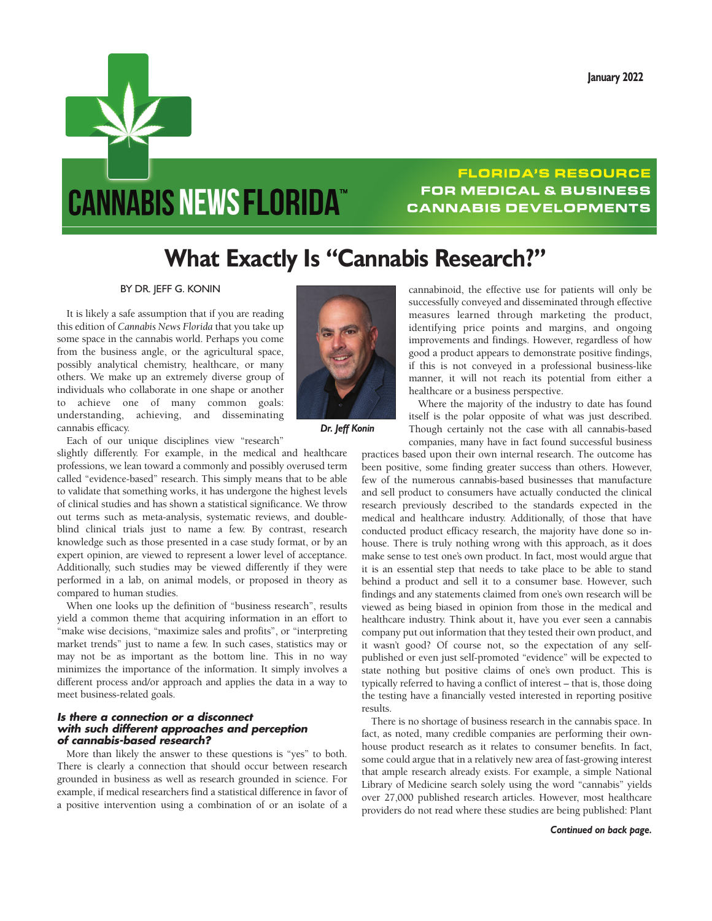January 2022

CANNABIS NEWS FLORIDA™

FLORIDA'S RESOURCE FOR MEDICAL & BUSINESS CANNABIS DEVELOPMENTS

# What Exactly Is "Cannabis Research?"

BY DR. JEFF G. KONIN

It is likely a safe assumption that if you are reading this edition of *Cannabis News Florida* that you take up some space in the cannabis world. Perhaps you come from the business angle, or the agricultural space, possibly analytical chemistry, healthcare, or many others. We make up an extremely diverse group of individuals who collaborate in one shape or another to achieve one of many common goals: understanding, achieving, and disseminating cannabis efficacy.

*Dr. Jeff Konin*

Each of our unique disciplines view "research" slightly differently. For example, in the medical and healthcare professions, we lean toward a commonly and possibly overused term called "evidence-based" research. This simply means that to be able to validate that something works, it has undergone the highest levels of clinical studies and has shown a statistical significance. We throw out terms such as meta-analysis, systematic reviews, and double-blind clinical trials just to name a few. By contrast, research knowledge such as those presented in a case study format, or by an expert opinion, are viewed to represent a lower level of acceptance. Additionally, such studies may be viewed differently if they were performed in a lab, on animal models, or proposed in theory as compared to human studies.

When one looks up the definition of "business research", results yield a common theme that acquiring information in an effort to "make wise decisions, "maximize sales and profits", or "interpreting market trends" just to name a few. In such cases, statistics may or may not be as important as the bottom line. This in no way minimizes the importance of the information. It simply involves a different process and/or approach and applies the data in a way to meet business-related goals.

### *Is there a connection or a disconnect with such different approaches and perception of cannabis-based research?*

More than likely the answer to these questions is "yes" to both. There is clearly a connection that should occur between research grounded in business as well as research grounded in science. For example, if medical researchers find a statistical difference in favor of a positive intervention using a combination of or an isolate of a cannabinoid, the effective use for patients will only be successfully conveyed and disseminated through effective measures learned through marketing the product, identifying price points and margins, and ongoing improvements and findings. However, regardless of how good a product appears to demonstrate positive findings, if this is not conveyed in a professional business-like manner, it will not reach its potential from either a healthcare or a business perspective.

Where the majority of the industry to date has found itself is the polar opposite of what was just described. Though certainly not the case with all cannabis-based companies, many have in fact found successful business practices based upon their own internal research. The outcome has been positive, some finding greater success than others. However, few of the numerous cannabis-based businesses that manufacture and sell product to consumers have actually conducted the clinical research previously described to the standards expected in the medical and healthcare industry. Additionally, of those that have conducted product efficacy research, the majority have done so in-house. There is truly nothing wrong with this approach, as it does make sense to test one's own product. In fact, most would argue that it is an essential step that needs to take place to be able to stand behind a product and sell it to a consumer base. However, such findings and any statements claimed from one's own research will be viewed as being biased in opinion from those in the medical and healthcare industry. Think about it, have you ever seen a cannabis company put out information that they tested their own product, and it wasn't good? Of course not, so the expectation of any self-published or even just self-promoted "evidence" will be expected to state nothing but positive claims of one's own product. This is typically referred to having a conflict of interest – that is, those doing the testing have a financially vested interested in reporting positive results.

There is no shortage of business research in the cannabis space. In fact, as noted, many credible companies are performing their own-house product research as it relates to consumer benefits. In fact, some could argue that in a relatively new area of fast-growing interest that ample research already exists. For example, a simple National Library of Medicine search solely using the word "cannabis" yields over 27,000 published research articles. However, most healthcare providers do not read where these studies are being published: Plant

*Continued on back page.*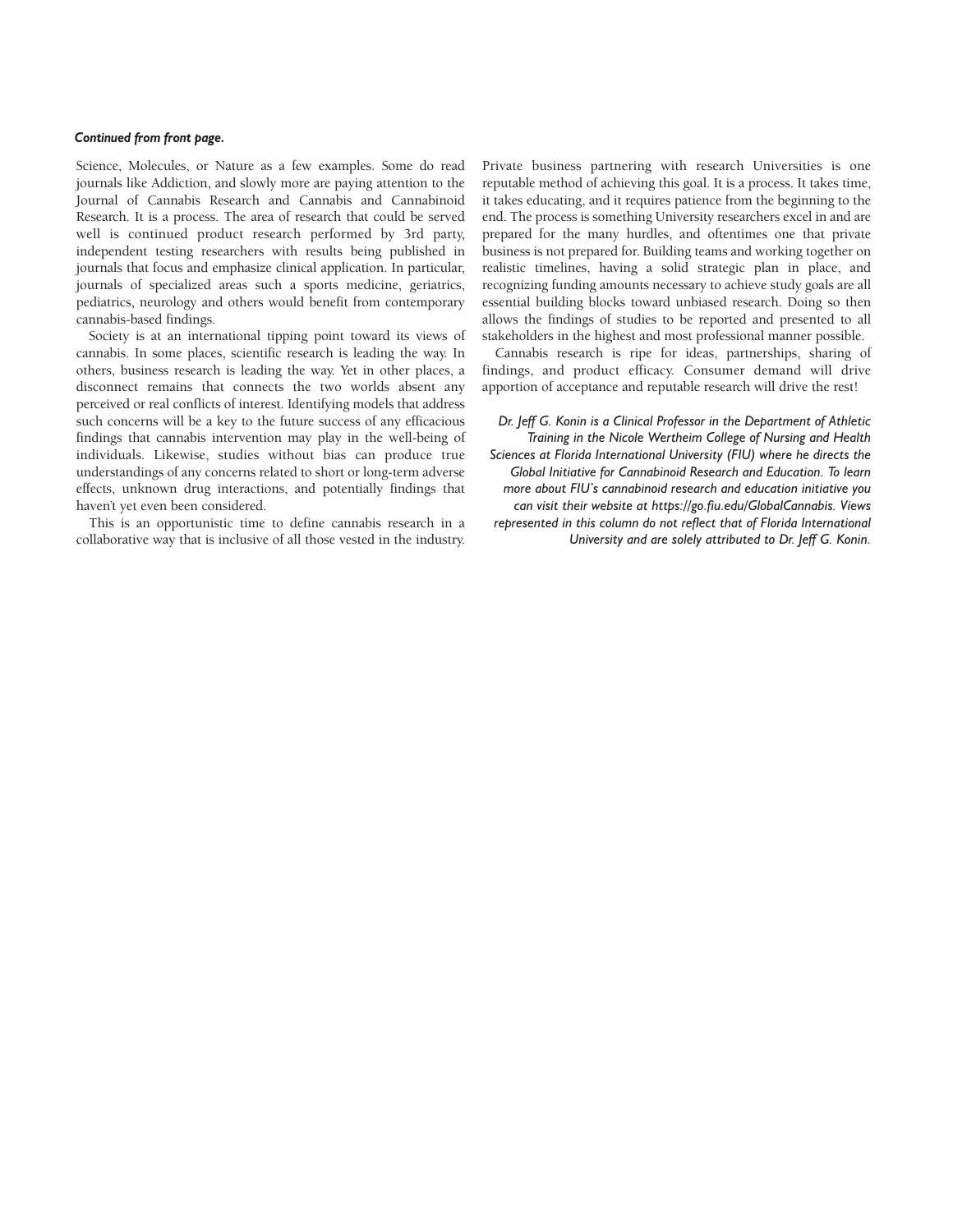*Continued from front page.*

Science, Molecules, or Nature as a few examples. Some do read journals like Addiction, and slowly more are paying attention to the Journal of Cannabis Research and Cannabis and Cannabinoid Research. It is a process. The area of research that could be served well is continued product research performed by 3rd party, independent testing researchers with results being published in journals that focus and emphasize clinical application. In particular, journals of specialized areas such a sports medicine, geriatrics, pediatrics, neurology and others would benefit from contemporary cannabis-based findings.

Society is at an international tipping point toward its views of cannabis. In some places, scientific research is leading the way. In others, business research is leading the way. Yet in other places, a disconnect remains that connects the two worlds absent any perceived or real conflicts of interest. Identifying models that address such concerns will be a key to the future success of any efficacious findings that cannabis intervention may play in the well-being of individuals. Likewise, studies without bias can produce true understandings of any concerns related to short or long-term adverse effects, unknown drug interactions, and potentially findings that haven't yet even been considered.

This is an opportunistic time to define cannabis research in a collaborative way that is inclusive of all those vested in the industry. Private business partnering with research Universities is one reputable method of achieving this goal. It is a process. It takes time, it takes educating, and it requires patience from the beginning to the end. The process is something University researchers excel in and are prepared for the many hurdles, and oftentimes one that private business is not prepared for. Building teams and working together on realistic timelines, having a solid strategic plan in place, and recognizing funding amounts necessary to achieve study goals are all essential building blocks toward unbiased research. Doing so then allows the findings of studies to be reported and presented to all stakeholders in the highest and most professional manner possible.

Cannabis research is ripe for ideas, partnerships, sharing of findings, and product efficacy. Consumer demand will drive apportion of acceptance and reputable research will drive the rest!

*Dr. Jeff G. Konin is a Clinical Professor in the Department of Athletic Training in the Nicole Wertheim College of Nursing and Health Sciences at Florida International University (FIU) where he directs the Global Initiative for Cannabinoid Research and Education. To learn more about FIU's cannabinoid research and education initiative you can visit their website at https://go.fiu.edu/GlobalCannabis. Views represented in this column do not reflect that of Florida International University and are solely attributed to Dr. Jeff G. Konin.*